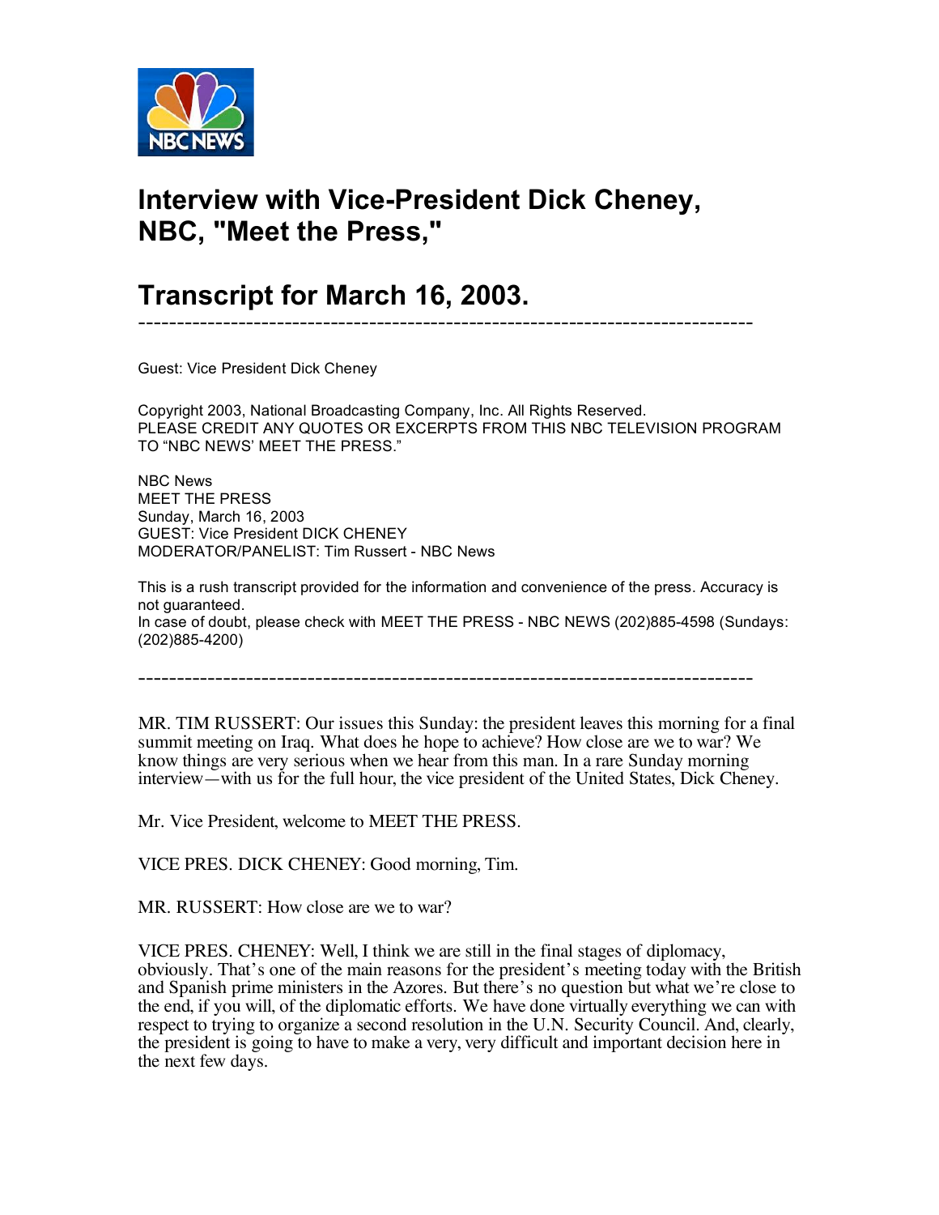# Interview with Vice-President Dick Cheney, NBC, "Meet the Press,"

# Transcript for March 16, 2003.

---

Guest: Vice President Dick Cheney

Copyright 2003, National Broadcasting Company, Inc. All Rights Reserved.
PLEASE CREDIT ANY QUOTES OR EXCERPTS FROM THIS NBC TELEVISION PROGRAM TO "NBC NEWS' MEET THE PRESS."

NBC News
MEET THE PRESS
Sunday, March 16, 2003
GUEST: Vice President DICK CHENEY
MODERATOR/PANELIST: Tim Russert - NBC News

This is a rush transcript provided for the information and convenience of the press. Accuracy is not guaranteed.
In case of doubt, please check with MEET THE PRESS - NBC NEWS (202)885-4598 (Sundays: (202)885-4200)

---

MR. TIM RUSSERT: Our issues this Sunday: the president leaves this morning for a final summit meeting on Iraq. What does he hope to achieve? How close are we to war? We know things are very serious when we hear from this man. In a rare Sunday morning interview—with us for the full hour, the vice president of the United States, Dick Cheney.

Mr. Vice President, welcome to MEET THE PRESS.

VICE PRES. DICK CHENEY: Good morning, Tim.

MR. RUSSERT: How close are we to war?

VICE PRES. CHENEY: Well, I think we are still in the final stages of diplomacy, obviously. That's one of the main reasons for the president's meeting today with the British and Spanish prime ministers in the Azores. But there's no question but what we're close to the end, if you will, of the diplomatic efforts. We have done virtually everything we can with respect to trying to organize a second resolution in the U.N. Security Council. And, clearly, the president is going to have to make a very, very difficult and important decision here in the next few days.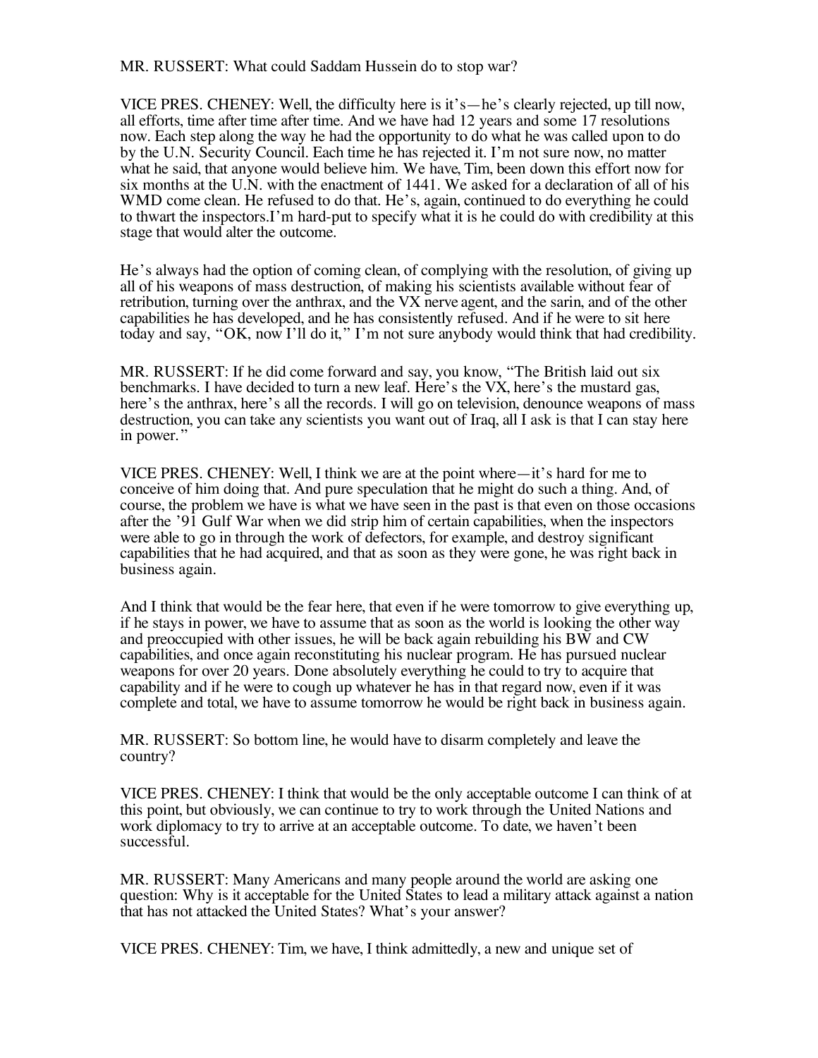MR. RUSSERT: What could Saddam Hussein do to stop war?

VICE PRES. CHENEY: Well, the difficulty here is it's—he's clearly rejected, up till now, all efforts, time after time after time. And we have had 12 years and some 17 resolutions now. Each step along the way he had the opportunity to do what he was called upon to do by the U.N. Security Council. Each time he has rejected it. I'm not sure now, no matter what he said, that anyone would believe him. We have, Tim, been down this effort now for six months at the U.N. with the enactment of 1441. We asked for a declaration of all of his WMD come clean. He refused to do that. He's, again, continued to do everything he could to thwart the inspectors.I'm hard-put to specify what it is he could do with credibility at this stage that would alter the outcome.

He's always had the option of coming clean, of complying with the resolution, of giving up all of his weapons of mass destruction, of making his scientists available without fear of retribution, turning over the anthrax, and the VX nerve agent, and the sarin, and of the other capabilities he has developed, and he has consistently refused. And if he were to sit here today and say, "OK, now I'll do it," I'm not sure anybody would think that had credibility.

MR. RUSSERT: If he did come forward and say, you know, "The British laid out six benchmarks. I have decided to turn a new leaf. Here's the VX, here's the mustard gas, here's the anthrax, here's all the records. I will go on television, denounce weapons of mass destruction, you can take any scientists you want out of Iraq, all I ask is that I can stay here in power."

VICE PRES. CHENEY: Well, I think we are at the point where—it's hard for me to conceive of him doing that. And pure speculation that he might do such a thing. And, of course, the problem we have is what we have seen in the past is that even on those occasions after the '91 Gulf War when we did strip him of certain capabilities, when the inspectors were able to go in through the work of defectors, for example, and destroy significant capabilities that he had acquired, and that as soon as they were gone, he was right back in business again.

And I think that would be the fear here, that even if he were tomorrow to give everything up, if he stays in power, we have to assume that as soon as the world is looking the other way and preoccupied with other issues, he will be back again rebuilding his BW and CW capabilities, and once again reconstituting his nuclear program. He has pursued nuclear weapons for over 20 years. Done absolutely everything he could to try to acquire that capability and if he were to cough up whatever he has in that regard now, even if it was complete and total, we have to assume tomorrow he would be right back in business again.

MR. RUSSERT: So bottom line, he would have to disarm completely and leave the country?

VICE PRES. CHENEY: I think that would be the only acceptable outcome I can think of at this point, but obviously, we can continue to try to work through the United Nations and work diplomacy to try to arrive at an acceptable outcome. To date, we haven't been successful.

MR. RUSSERT: Many Americans and many people around the world are asking one question: Why is it acceptable for the United States to lead a military attack against a nation that has not attacked the United States? What's your answer?

VICE PRES. CHENEY: Tim, we have, I think admittedly, a new and unique set of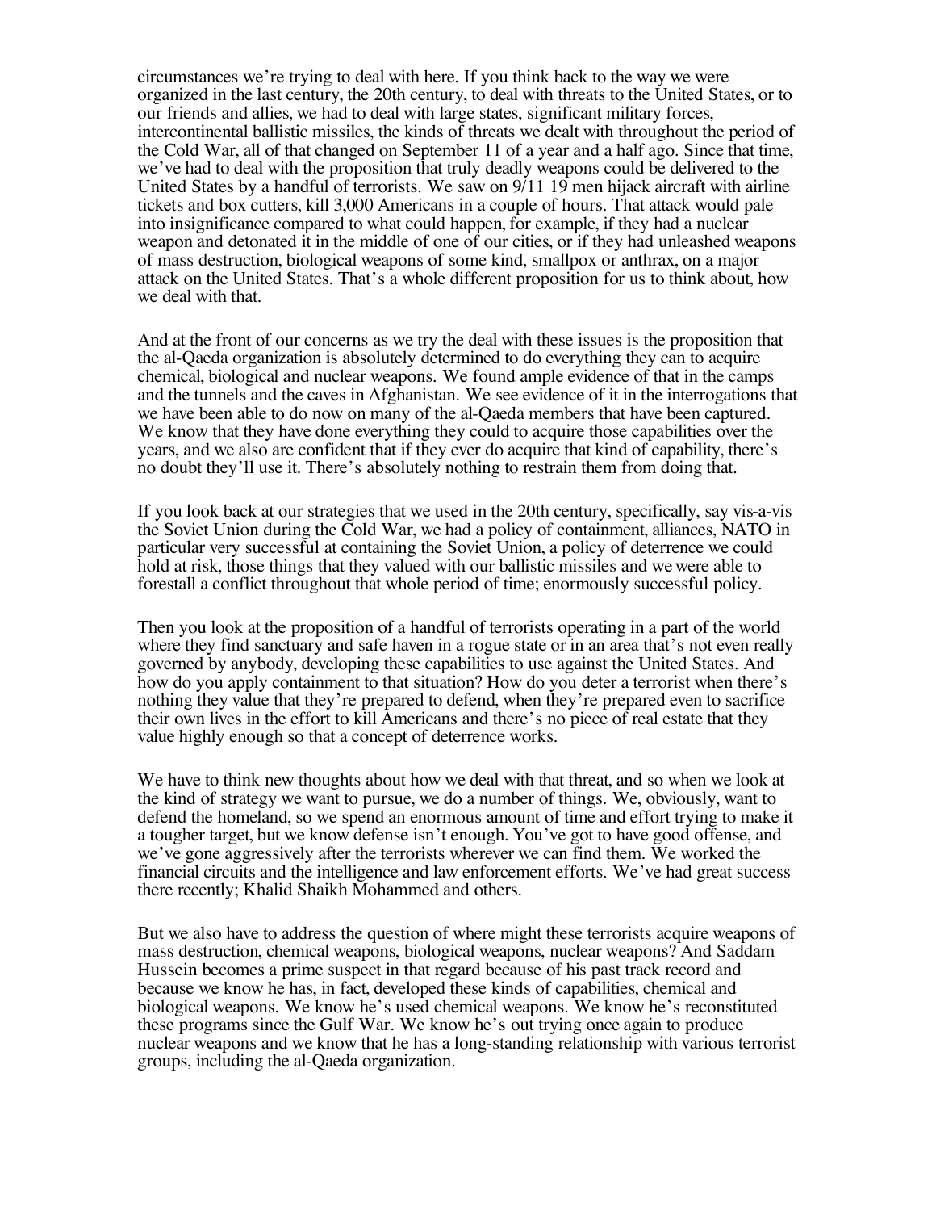circumstances we're trying to deal with here. If you think back to the way we were organized in the last century, the 20th century, to deal with threats to the United States, or to our friends and allies, we had to deal with large states, significant military forces, intercontinental ballistic missiles, the kinds of threats we dealt with throughout the period of the Cold War, all of that changed on September 11 of a year and a half ago. Since that time, we've had to deal with the proposition that truly deadly weapons could be delivered to the United States by a handful of terrorists. We saw on 9/11 19 men hijack aircraft with airline tickets and box cutters, kill 3,000 Americans in a couple of hours. That attack would pale into insignificance compared to what could happen, for example, if they had a nuclear weapon and detonated it in the middle of one of our cities, or if they had unleashed weapons of mass destruction, biological weapons of some kind, smallpox or anthrax, on a major attack on the United States. That's a whole different proposition for us to think about, how we deal with that.

And at the front of our concerns as we try the deal with these issues is the proposition that the al-Qaeda organization is absolutely determined to do everything they can to acquire chemical, biological and nuclear weapons. We found ample evidence of that in the camps and the tunnels and the caves in Afghanistan. We see evidence of it in the interrogations that we have been able to do now on many of the al-Qaeda members that have been captured. We know that they have done everything they could to acquire those capabilities over the years, and we also are confident that if they ever do acquire that kind of capability, there's no doubt they'll use it. There's absolutely nothing to restrain them from doing that.

If you look back at our strategies that we used in the 20th century, specifically, say vis-a-vis the Soviet Union during the Cold War, we had a policy of containment, alliances, NATO in particular very successful at containing the Soviet Union, a policy of deterrence we could hold at risk, those things that they valued with our ballistic missiles and we were able to forestall a conflict throughout that whole period of time; enormously successful policy.

Then you look at the proposition of a handful of terrorists operating in a part of the world where they find sanctuary and safe haven in a rogue state or in an area that's not even really governed by anybody, developing these capabilities to use against the United States. And how do you apply containment to that situation? How do you deter a terrorist when there's nothing they value that they're prepared to defend, when they're prepared even to sacrifice their own lives in the effort to kill Americans and there's no piece of real estate that they value highly enough so that a concept of deterrence works.

We have to think new thoughts about how we deal with that threat, and so when we look at the kind of strategy we want to pursue, we do a number of things. We, obviously, want to defend the homeland, so we spend an enormous amount of time and effort trying to make it a tougher target, but we know defense isn't enough. You've got to have good offense, and we've gone aggressively after the terrorists wherever we can find them. We worked the financial circuits and the intelligence and law enforcement efforts. We've had great success there recently; Khalid Shaikh Mohammed and others.

But we also have to address the question of where might these terrorists acquire weapons of mass destruction, chemical weapons, biological weapons, nuclear weapons? And Saddam Hussein becomes a prime suspect in that regard because of his past track record and because we know he has, in fact, developed these kinds of capabilities, chemical and biological weapons. We know he's used chemical weapons. We know he's reconstituted these programs since the Gulf War. We know he's out trying once again to produce nuclear weapons and we know that he has a long-standing relationship with various terrorist groups, including the al-Qaeda organization.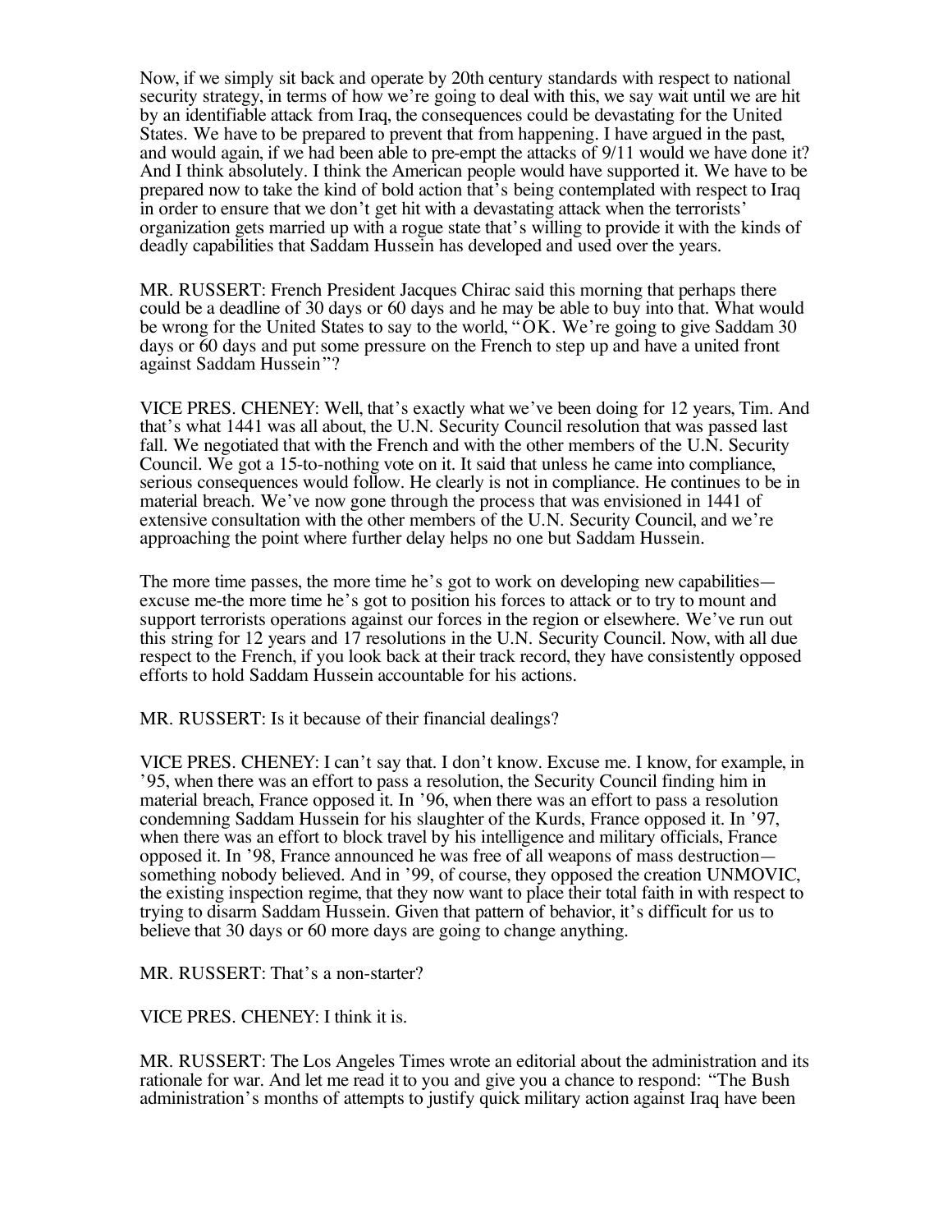Now, if we simply sit back and operate by 20th century standards with respect to national security strategy, in terms of how we're going to deal with this, we say wait until we are hit by an identifiable attack from Iraq, the consequences could be devastating for the United States. We have to be prepared to prevent that from happening. I have argued in the past, and would again, if we had been able to pre-empt the attacks of 9/11 would we have done it? And I think absolutely. I think the American people would have supported it. We have to be prepared now to take the kind of bold action that's being contemplated with respect to Iraq in order to ensure that we don't get hit with a devastating attack when the terrorists' organization gets married up with a rogue state that's willing to provide it with the kinds of deadly capabilities that Saddam Hussein has developed and used over the years.

MR. RUSSERT: French President Jacques Chirac said this morning that perhaps there could be a deadline of 30 days or 60 days and he may be able to buy into that. What would be wrong for the United States to say to the world, "OK. We're going to give Saddam 30 days or 60 days and put some pressure on the French to step up and have a united front against Saddam Hussein"?

VICE PRES. CHENEY: Well, that's exactly what we've been doing for 12 years, Tim. And that's what 1441 was all about, the U.N. Security Council resolution that was passed last fall. We negotiated that with the French and with the other members of the U.N. Security Council. We got a 15-to-nothing vote on it. It said that unless he came into compliance, serious consequences would follow. He clearly is not in compliance. He continues to be in material breach. We've now gone through the process that was envisioned in 1441 of extensive consultation with the other members of the U.N. Security Council, and we're approaching the point where further delay helps no one but Saddam Hussein.

The more time passes, the more time he's got to work on developing new capabilities—excuse me-the more time he's got to position his forces to attack or to try to mount and support terrorists operations against our forces in the region or elsewhere. We've run out this string for 12 years and 17 resolutions in the U.N. Security Council. Now, with all due respect to the French, if you look back at their track record, they have consistently opposed efforts to hold Saddam Hussein accountable for his actions.

MR. RUSSERT: Is it because of their financial dealings?

VICE PRES. CHENEY: I can't say that. I don't know. Excuse me. I know, for example, in '95, when there was an effort to pass a resolution, the Security Council finding him in material breach, France opposed it. In '96, when there was an effort to pass a resolution condemning Saddam Hussein for his slaughter of the Kurds, France opposed it. In '97, when there was an effort to block travel by his intelligence and military officials, France opposed it. In '98, France announced he was free of all weapons of mass destruction—something nobody believed. And in '99, of course, they opposed the creation UNMOVIC, the existing inspection regime, that they now want to place their total faith in with respect to trying to disarm Saddam Hussein. Given that pattern of behavior, it's difficult for us to believe that 30 days or 60 more days are going to change anything.

MR. RUSSERT: That's a non-starter?

VICE PRES. CHENEY: I think it is.

MR. RUSSERT: The Los Angeles Times wrote an editorial about the administration and its rationale for war. And let me read it to you and give you a chance to respond: "The Bush administration's months of attempts to justify quick military action against Iraq have been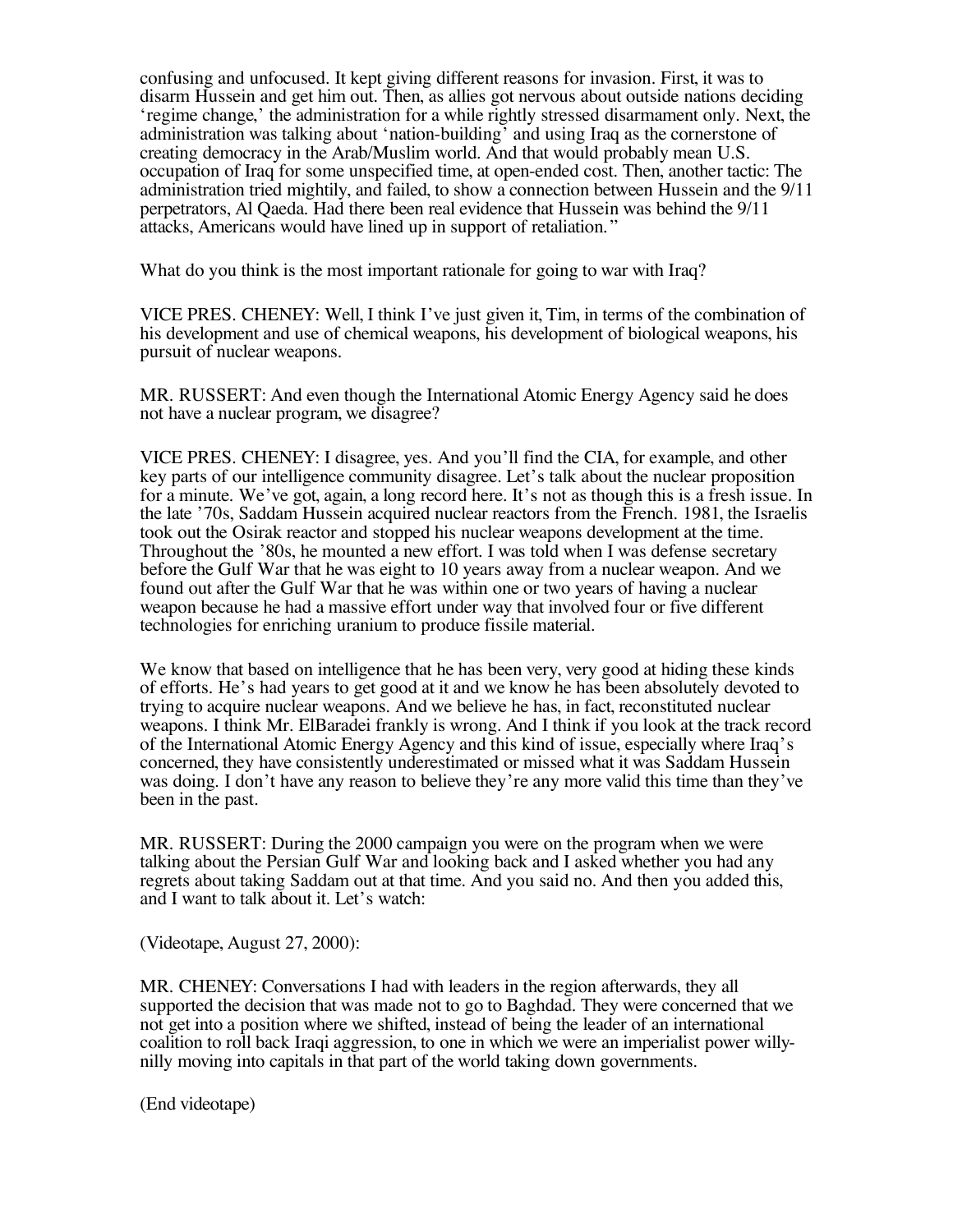confusing and unfocused. It kept giving different reasons for invasion. First, it was to disarm Hussein and get him out. Then, as allies got nervous about outside nations deciding 'regime change,' the administration for a while rightly stressed disarmament only. Next, the administration was talking about 'nation-building' and using Iraq as the cornerstone of creating democracy in the Arab/Muslim world. And that would probably mean U.S. occupation of Iraq for some unspecified time, at open-ended cost. Then, another tactic: The administration tried mightily, and failed, to show a connection between Hussein and the 9/11 perpetrators, Al Qaeda. Had there been real evidence that Hussein was behind the 9/11 attacks, Americans would have lined up in support of retaliation."

What do you think is the most important rationale for going to war with Iraq?

VICE PRES. CHENEY: Well, I think I've just given it, Tim, in terms of the combination of his development and use of chemical weapons, his development of biological weapons, his pursuit of nuclear weapons.

MR. RUSSERT: And even though the International Atomic Energy Agency said he does not have a nuclear program, we disagree?

VICE PRES. CHENEY: I disagree, yes. And you'll find the CIA, for example, and other key parts of our intelligence community disagree. Let's talk about the nuclear proposition for a minute. We've got, again, a long record here. It's not as though this is a fresh issue. In the late '70s, Saddam Hussein acquired nuclear reactors from the French. 1981, the Israelis took out the Osirak reactor and stopped his nuclear weapons development at the time. Throughout the '80s, he mounted a new effort. I was told when I was defense secretary before the Gulf War that he was eight to 10 years away from a nuclear weapon. And we found out after the Gulf War that he was within one or two years of having a nuclear weapon because he had a massive effort under way that involved four or five different technologies for enriching uranium to produce fissile material.

We know that based on intelligence that he has been very, very good at hiding these kinds of efforts. He's had years to get good at it and we know he has been absolutely devoted to trying to acquire nuclear weapons. And we believe he has, in fact, reconstituted nuclear weapons. I think Mr. ElBaradei frankly is wrong. And I think if you look at the track record of the International Atomic Energy Agency and this kind of issue, especially where Iraq's concerned, they have consistently underestimated or missed what it was Saddam Hussein was doing. I don't have any reason to believe they're any more valid this time than they've been in the past.

MR. RUSSERT: During the 2000 campaign you were on the program when we were talking about the Persian Gulf War and looking back and I asked whether you had any regrets about taking Saddam out at that time. And you said no. And then you added this, and I want to talk about it. Let's watch:

(Videotape, August 27, 2000):

MR. CHENEY: Conversations I had with leaders in the region afterwards, they all supported the decision that was made not to go to Baghdad. They were concerned that we not get into a position where we shifted, instead of being the leader of an international coalition to roll back Iraqi aggression, to one in which we were an imperialist power willy-nilly moving into capitals in that part of the world taking down governments.

(End videotape)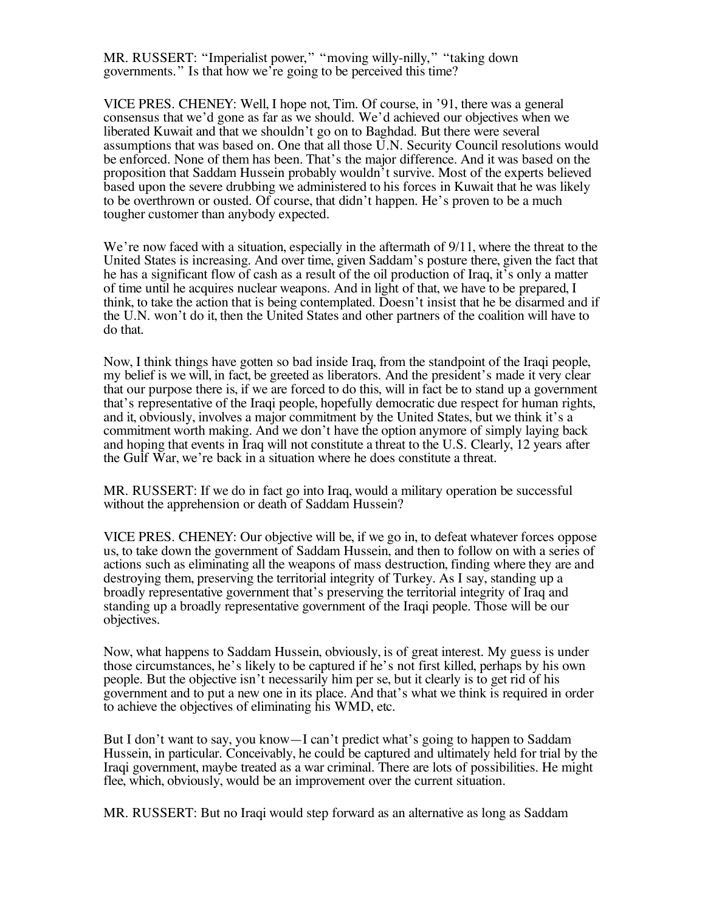MR. RUSSERT: “Imperialist power,” “moving willy-nilly,” “taking down governments.” Is that how we’re going to be perceived this time?

VICE PRES. CHENEY: Well, I hope not, Tim. Of course, in ’91, there was a general consensus that we’d gone as far as we should. We’d achieved our objectives when we liberated Kuwait and that we shouldn’t go on to Baghdad. But there were several assumptions that was based on. One that all those U.N. Security Council resolutions would be enforced. None of them has been. That’s the major difference. And it was based on the proposition that Saddam Hussein probably wouldn’t survive. Most of the experts believed based upon the severe drubbing we administered to his forces in Kuwait that he was likely to be overthrown or ousted. Of course, that didn’t happen. He’s proven to be a much tougher customer than anybody expected.

We’re now faced with a situation, especially in the aftermath of 9/11, where the threat to the United States is increasing. And over time, given Saddam’s posture there, given the fact that he has a significant flow of cash as a result of the oil production of Iraq, it’s only a matter of time until he acquires nuclear weapons. And in light of that, we have to be prepared, I think, to take the action that is being contemplated. Doesn’t insist that he be disarmed and if the U.N. won’t do it, then the United States and other partners of the coalition will have to do that.

Now, I think things have gotten so bad inside Iraq, from the standpoint of the Iraqi people, my belief is we will, in fact, be greeted as liberators. And the president’s made it very clear that our purpose there is, if we are forced to do this, will in fact be to stand up a government that’s representative of the Iraqi people, hopefully democratic due respect for human rights, and it, obviously, involves a major commitment by the United States, but we think it’s a commitment worth making. And we don’t have the option anymore of simply laying back and hoping that events in Iraq will not constitute a threat to the U.S. Clearly, 12 years after the Gulf War, we’re back in a situation where he does constitute a threat.

MR. RUSSERT: If we do in fact go into Iraq, would a military operation be successful without the apprehension or death of Saddam Hussein?

VICE PRES. CHENEY: Our objective will be, if we go in, to defeat whatever forces oppose us, to take down the government of Saddam Hussein, and then to follow on with a series of actions such as eliminating all the weapons of mass destruction, finding where they are and destroying them, preserving the territorial integrity of Turkey. As I say, standing up a broadly representative government that’s preserving the territorial integrity of Iraq and standing up a broadly representative government of the Iraqi people. Those will be our objectives.

Now, what happens to Saddam Hussein, obviously, is of great interest. My guess is under those circumstances, he’s likely to be captured if he’s not first killed, perhaps by his own people. But the objective isn’t necessarily him per se, but it clearly is to get rid of his government and to put a new one in its place. And that’s what we think is required in order to achieve the objectives of eliminating his WMD, etc.

But I don’t want to say, you know—I can’t predict what’s going to happen to Saddam Hussein, in particular. Conceivably, he could be captured and ultimately held for trial by the Iraqi government, maybe treated as a war criminal. There are lots of possibilities. He might flee, which, obviously, would be an improvement over the current situation.

MR. RUSSERT: But no Iraqi would step forward as an alternative as long as Saddam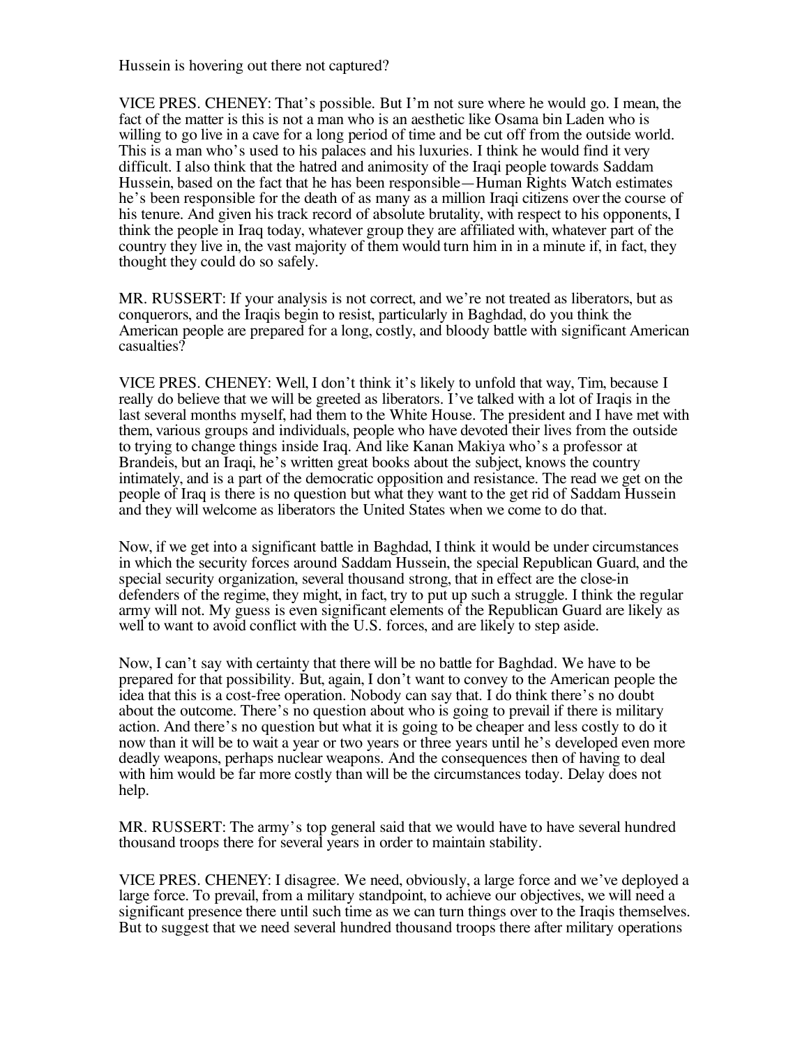Hussein is hovering out there not captured?

VICE PRES. CHENEY: That's possible. But I'm not sure where he would go. I mean, the fact of the matter is this is not a man who is an aesthetic like Osama bin Laden who is willing to go live in a cave for a long period of time and be cut off from the outside world. This is a man who's used to his palaces and his luxuries. I think he would find it very difficult. I also think that the hatred and animosity of the Iraqi people towards Saddam Hussein, based on the fact that he has been responsible—Human Rights Watch estimates he's been responsible for the death of as many as a million Iraqi citizens over the course of his tenure. And given his track record of absolute brutality, with respect to his opponents, I think the people in Iraq today, whatever group they are affiliated with, whatever part of the country they live in, the vast majority of them would turn him in in a minute if, in fact, they thought they could do so safely.

MR. RUSSERT: If your analysis is not correct, and we're not treated as liberators, but as conquerors, and the Iraqis begin to resist, particularly in Baghdad, do you think the American people are prepared for a long, costly, and bloody battle with significant American casualties?

VICE PRES. CHENEY: Well, I don't think it's likely to unfold that way, Tim, because I really do believe that we will be greeted as liberators. I've talked with a lot of Iraqis in the last several months myself, had them to the White House. The president and I have met with them, various groups and individuals, people who have devoted their lives from the outside to trying to change things inside Iraq. And like Kanan Makiya who's a professor at Brandeis, but an Iraqi, he's written great books about the subject, knows the country intimately, and is a part of the democratic opposition and resistance. The read we get on the people of Iraq is there is no question but what they want to the get rid of Saddam Hussein and they will welcome as liberators the United States when we come to do that.

Now, if we get into a significant battle in Baghdad, I think it would be under circumstances in which the security forces around Saddam Hussein, the special Republican Guard, and the special security organization, several thousand strong, that in effect are the close-in defenders of the regime, they might, in fact, try to put up such a struggle. I think the regular army will not. My guess is even significant elements of the Republican Guard are likely as well to want to avoid conflict with the U.S. forces, and are likely to step aside.

Now, I can't say with certainty that there will be no battle for Baghdad. We have to be prepared for that possibility. But, again, I don't want to convey to the American people the idea that this is a cost-free operation. Nobody can say that. I do think there's no doubt about the outcome. There's no question about who is going to prevail if there is military action. And there's no question but what it is going to be cheaper and less costly to do it now than it will be to wait a year or two years or three years until he's developed even more deadly weapons, perhaps nuclear weapons. And the consequences then of having to deal with him would be far more costly than will be the circumstances today. Delay does not help.

MR. RUSSERT: The army's top general said that we would have to have several hundred thousand troops there for several years in order to maintain stability.

VICE PRES. CHENEY: I disagree. We need, obviously, a large force and we've deployed a large force. To prevail, from a military standpoint, to achieve our objectives, we will need a significant presence there until such time as we can turn things over to the Iraqis themselves. But to suggest that we need several hundred thousand troops there after military operations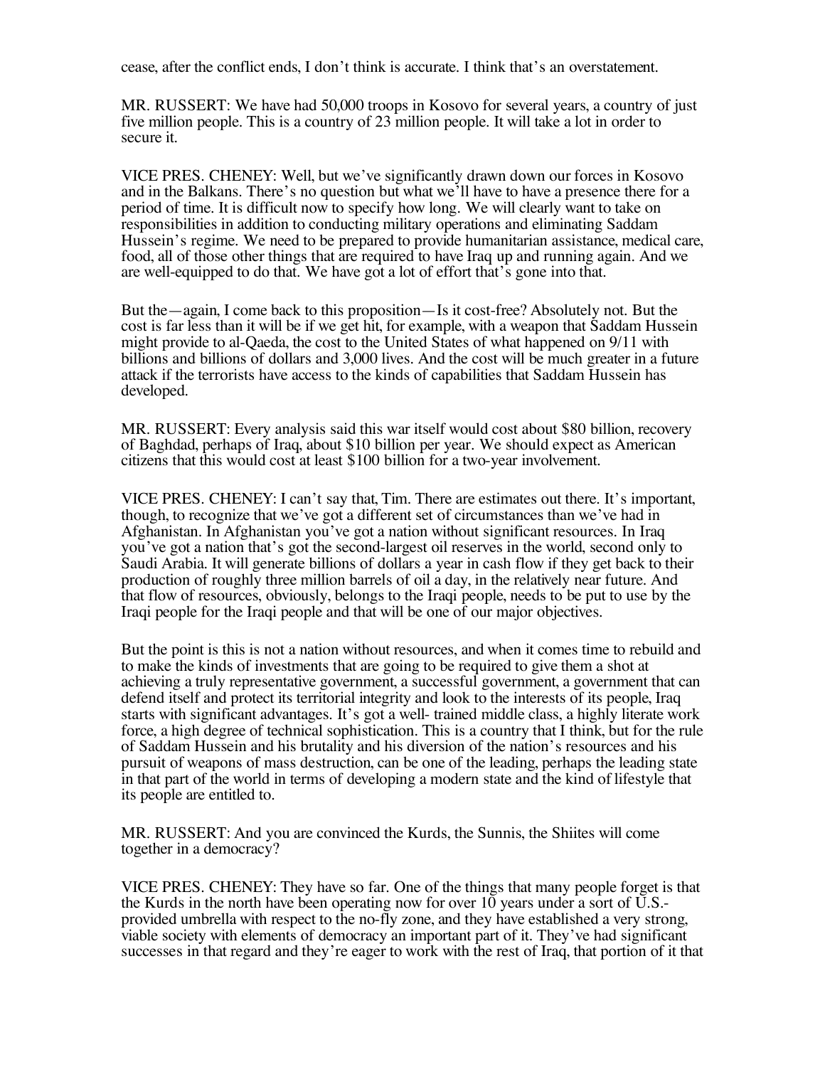cease, after the conflict ends, I don't think is accurate. I think that's an overstatement.

MR. RUSSERT: We have had 50,000 troops in Kosovo for several years, a country of just five million people. This is a country of 23 million people. It will take a lot in order to secure it.

VICE PRES. CHENEY: Well, but we've significantly drawn down our forces in Kosovo and in the Balkans. There's no question but what we'll have to have a presence there for a period of time. It is difficult now to specify how long. We will clearly want to take on responsibilities in addition to conducting military operations and eliminating Saddam Hussein's regime. We need to be prepared to provide humanitarian assistance, medical care, food, all of those other things that are required to have Iraq up and running again. And we are well-equipped to do that. We have got a lot of effort that's gone into that.

But the—again, I come back to this proposition—Is it cost-free? Absolutely not. But the cost is far less than it will be if we get hit, for example, with a weapon that Saddam Hussein might provide to al-Qaeda, the cost to the United States of what happened on 9/11 with billions and billions of dollars and 3,000 lives. And the cost will be much greater in a future attack if the terrorists have access to the kinds of capabilities that Saddam Hussein has developed.

MR. RUSSERT: Every analysis said this war itself would cost about $80 billion, recovery of Baghdad, perhaps of Iraq, about $10 billion per year. We should expect as American citizens that this would cost at least $100 billion for a two-year involvement.

VICE PRES. CHENEY: I can't say that, Tim. There are estimates out there. It's important, though, to recognize that we've got a different set of circumstances than we've had in Afghanistan. In Afghanistan you've got a nation without significant resources. In Iraq you've got a nation that's got the second-largest oil reserves in the world, second only to Saudi Arabia. It will generate billions of dollars a year in cash flow if they get back to their production of roughly three million barrels of oil a day, in the relatively near future. And that flow of resources, obviously, belongs to the Iraqi people, needs to be put to use by the Iraqi people for the Iraqi people and that will be one of our major objectives.

But the point is this is not a nation without resources, and when it comes time to rebuild and to make the kinds of investments that are going to be required to give them a shot at achieving a truly representative government, a successful government, a government that can defend itself and protect its territorial integrity and look to the interests of its people, Iraq starts with significant advantages. It's got a well- trained middle class, a highly literate work force, a high degree of technical sophistication. This is a country that I think, but for the rule of Saddam Hussein and his brutality and his diversion of the nation's resources and his pursuit of weapons of mass destruction, can be one of the leading, perhaps the leading state in that part of the world in terms of developing a modern state and the kind of lifestyle that its people are entitled to.

MR. RUSSERT: And you are convinced the Kurds, the Sunnis, the Shiites will come together in a democracy?

VICE PRES. CHENEY: They have so far. One of the things that many people forget is that the Kurds in the north have been operating now for over 10 years under a sort of U.S.-provided umbrella with respect to the no-fly zone, and they have established a very strong, viable society with elements of democracy an important part of it. They've had significant successes in that regard and they're eager to work with the rest of Iraq, that portion of it that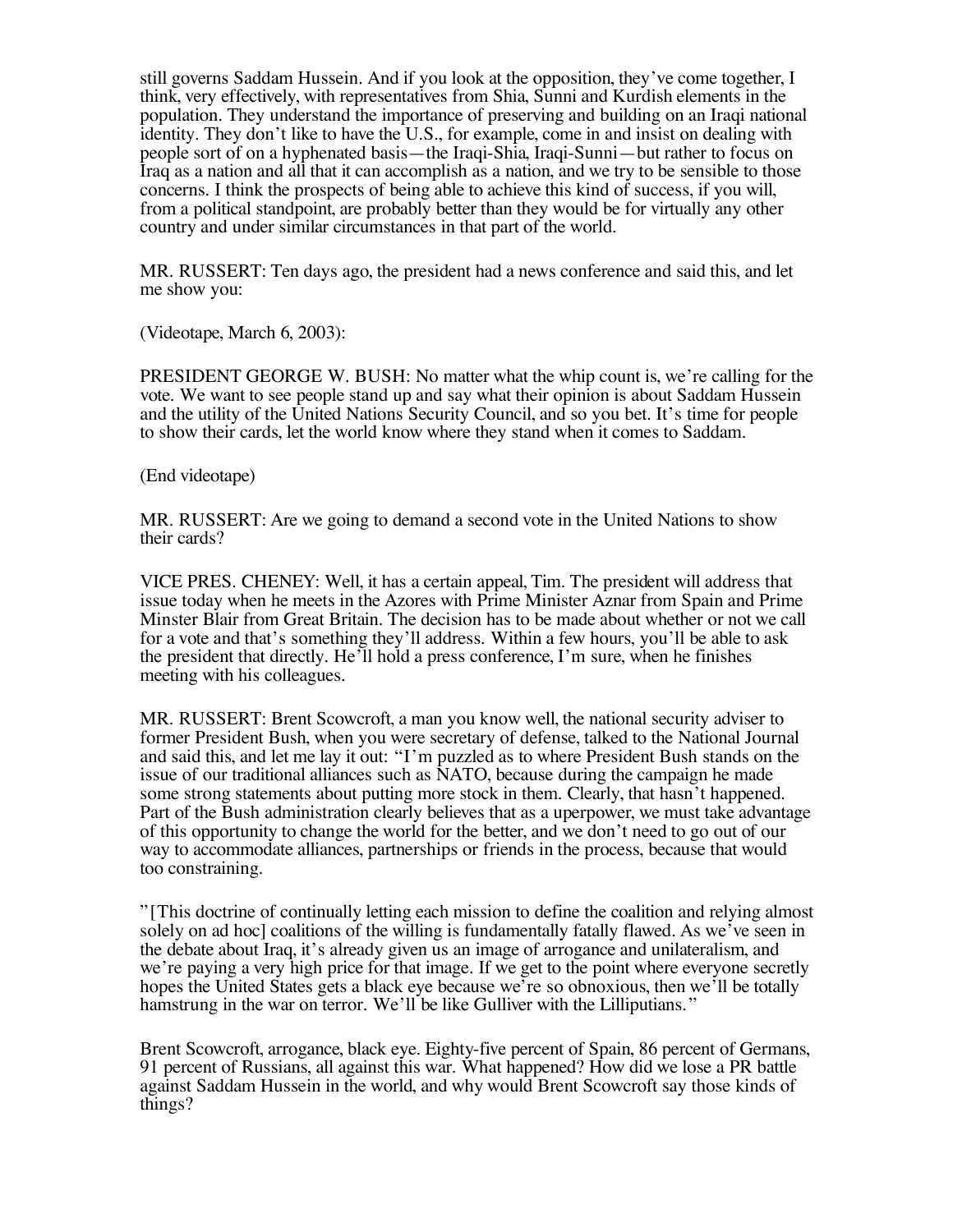still governs Saddam Hussein. And if you look at the opposition, they've come together, I think, very effectively, with representatives from Shia, Sunni and Kurdish elements in the population. They understand the importance of preserving and building on an Iraqi national identity. They don't like to have the U.S., for example, come in and insist on dealing with people sort of on a hyphenated basis—the Iraqi-Shia, Iraqi-Sunni—but rather to focus on Iraq as a nation and all that it can accomplish as a nation, and we try to be sensible to those concerns. I think the prospects of being able to achieve this kind of success, if you will, from a political standpoint, are probably better than they would be for virtually any other country and under similar circumstances in that part of the world.

MR. RUSSERT: Ten days ago, the president had a news conference and said this, and let me show you:

(Videotape, March 6, 2003):

PRESIDENT GEORGE W. BUSH: No matter what the whip count is, we're calling for the vote. We want to see people stand up and say what their opinion is about Saddam Hussein and the utility of the United Nations Security Council, and so you bet. It's time for people to show their cards, let the world know where they stand when it comes to Saddam.

(End videotape)

MR. RUSSERT: Are we going to demand a second vote in the United Nations to show their cards?

VICE PRES. CHENEY: Well, it has a certain appeal, Tim. The president will address that issue today when he meets in the Azores with Prime Minister Aznar from Spain and Prime Minster Blair from Great Britain. The decision has to be made about whether or not we call for a vote and that's something they'll address. Within a few hours, you'll be able to ask the president that directly. He'll hold a press conference, I'm sure, when he finishes meeting with his colleagues.

MR. RUSSERT: Brent Scowcroft, a man you know well, the national security adviser to former President Bush, when you were secretary of defense, talked to the National Journal and said this, and let me lay it out: "I'm puzzled as to where President Bush stands on the issue of our traditional alliances such as NATO, because during the campaign he made some strong statements about putting more stock in them. Clearly, that hasn't happened. Part of the Bush administration clearly believes that as a uperpower, we must take advantage of this opportunity to change the world for the better, and we don't need to go out of our way to accommodate alliances, partnerships or friends in the process, because that would too constraining.

"[This doctrine of continually letting each mission to define the coalition and relying almost solely on ad hoc] coalitions of the willing is fundamentally fatally flawed. As we've seen in the debate about Iraq, it's already given us an image of arrogance and unilateralism, and we're paying a very high price for that image. If we get to the point where everyone secretly hopes the United States gets a black eye because we're so obnoxious, then we'll be totally hamstrung in the war on terror. We'll be like Gulliver with the Lilliputians."

Brent Scowcroft, arrogance, black eye. Eighty-five percent of Spain, 86 percent of Germans, 91 percent of Russians, all against this war. What happened? How did we lose a PR battle against Saddam Hussein in the world, and why would Brent Scowcroft say those kinds of things?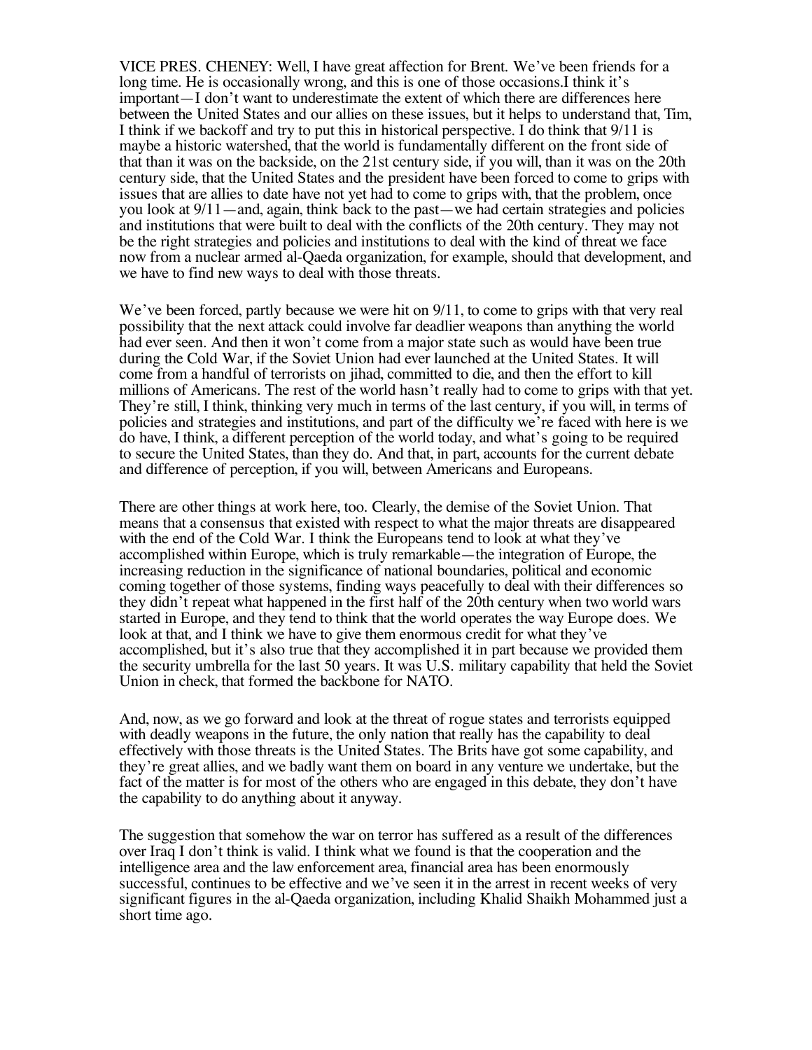VICE PRES. CHENEY: Well, I have great affection for Brent. We've been friends for a long time. He is occasionally wrong, and this is one of those occasions.I think it's important—I don't want to underestimate the extent of which there are differences here between the United States and our allies on these issues, but it helps to understand that, Tim, I think if we backoff and try to put this in historical perspective. I do think that 9/11 is maybe a historic watershed, that the world is fundamentally different on the front side of that than it was on the backside, on the 21st century side, if you will, than it was on the 20th century side, that the United States and the president have been forced to come to grips with issues that are allies to date have not yet had to come to grips with, that the problem, once you look at 9/11—and, again, think back to the past—we had certain strategies and policies and institutions that were built to deal with the conflicts of the 20th century. They may not be the right strategies and policies and institutions to deal with the kind of threat we face now from a nuclear armed al-Qaeda organization, for example, should that development, and we have to find new ways to deal with those threats.

We've been forced, partly because we were hit on 9/11, to come to grips with that very real possibility that the next attack could involve far deadlier weapons than anything the world had ever seen. And then it won't come from a major state such as would have been true during the Cold War, if the Soviet Union had ever launched at the United States. It will come from a handful of terrorists on jihad, committed to die, and then the effort to kill millions of Americans. The rest of the world hasn't really had to come to grips with that yet. They're still, I think, thinking very much in terms of the last century, if you will, in terms of policies and strategies and institutions, and part of the difficulty we're faced with here is we do have, I think, a different perception of the world today, and what's going to be required to secure the United States, than they do. And that, in part, accounts for the current debate and difference of perception, if you will, between Americans and Europeans.

There are other things at work here, too. Clearly, the demise of the Soviet Union. That means that a consensus that existed with respect to what the major threats are disappeared with the end of the Cold War. I think the Europeans tend to look at what they've accomplished within Europe, which is truly remarkable—the integration of Europe, the increasing reduction in the significance of national boundaries, political and economic coming together of those systems, finding ways peacefully to deal with their differences so they didn't repeat what happened in the first half of the 20th century when two world wars started in Europe, and they tend to think that the world operates the way Europe does. We look at that, and I think we have to give them enormous credit for what they've accomplished, but it's also true that they accomplished it in part because we provided them the security umbrella for the last 50 years. It was U.S. military capability that held the Soviet Union in check, that formed the backbone for NATO.

And, now, as we go forward and look at the threat of rogue states and terrorists equipped with deadly weapons in the future, the only nation that really has the capability to deal effectively with those threats is the United States. The Brits have got some capability, and they're great allies, and we badly want them on board in any venture we undertake, but the fact of the matter is for most of the others who are engaged in this debate, they don't have the capability to do anything about it anyway.

The suggestion that somehow the war on terror has suffered as a result of the differences over Iraq I don't think is valid. I think what we found is that the cooperation and the intelligence area and the law enforcement area, financial area has been enormously successful, continues to be effective and we've seen it in the arrest in recent weeks of very significant figures in the al-Qaeda organization, including Khalid Shaikh Mohammed just a short time ago.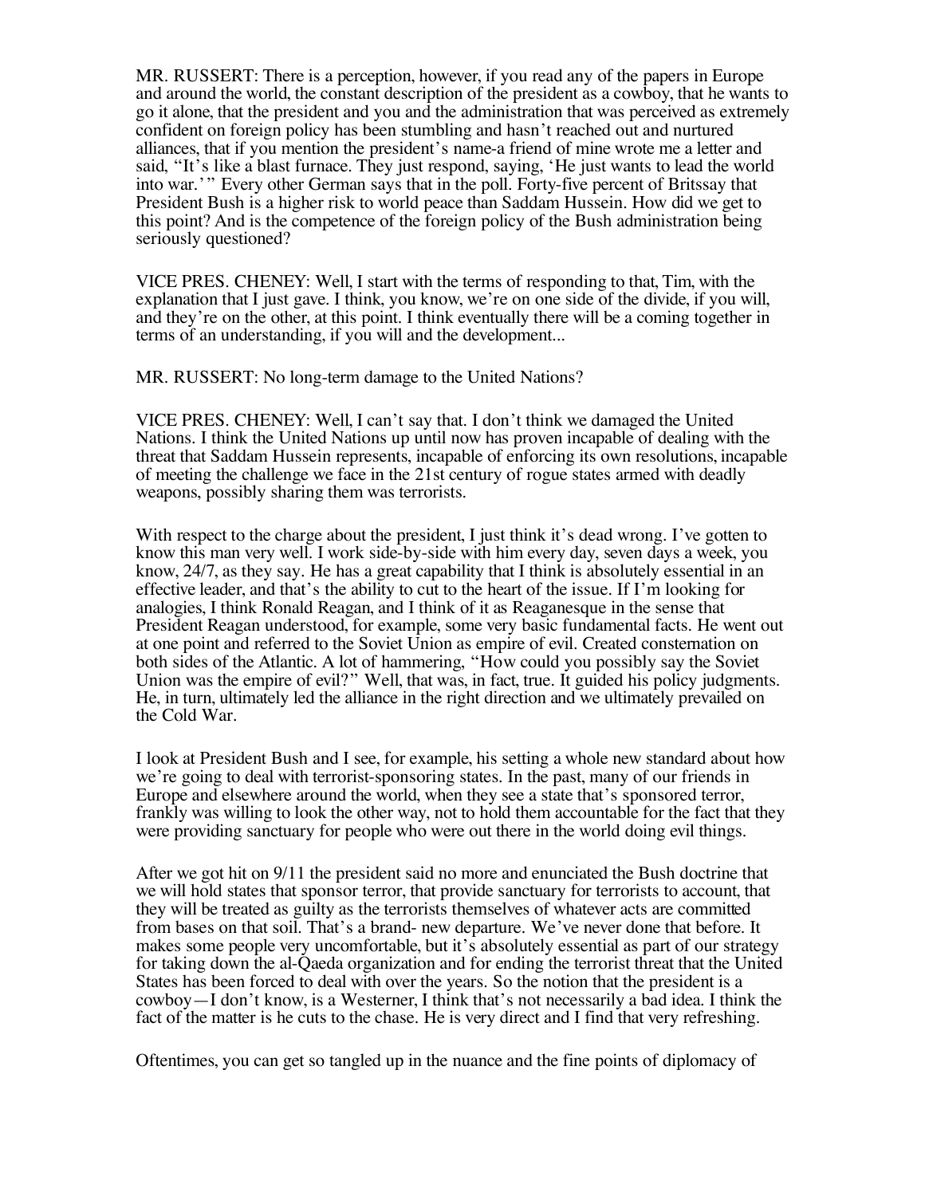MR. RUSSERT: There is a perception, however, if you read any of the papers in Europe and around the world, the constant description of the president as a cowboy, that he wants to go it alone, that the president and you and the administration that was perceived as extremely confident on foreign policy has been stumbling and hasn't reached out and nurtured alliances, that if you mention the president's name-a friend of mine wrote me a letter and said, "It's like a blast furnace. They just respond, saying, 'He just wants to lead the world into war.'" Every other German says that in the poll. Forty-five percent of Britssay that President Bush is a higher risk to world peace than Saddam Hussein. How did we get to this point? And is the competence of the foreign policy of the Bush administration being seriously questioned?

VICE PRES. CHENEY: Well, I start with the terms of responding to that, Tim, with the explanation that I just gave. I think, you know, we're on one side of the divide, if you will, and they're on the other, at this point. I think eventually there will be a coming together in terms of an understanding, if you will and the development...

MR. RUSSERT: No long-term damage to the United Nations?

VICE PRES. CHENEY: Well, I can't say that. I don't think we damaged the United Nations. I think the United Nations up until now has proven incapable of dealing with the threat that Saddam Hussein represents, incapable of enforcing its own resolutions, incapable of meeting the challenge we face in the 21st century of rogue states armed with deadly weapons, possibly sharing them was terrorists.

With respect to the charge about the president, I just think it's dead wrong. I've gotten to know this man very well. I work side-by-side with him every day, seven days a week, you know, 24/7, as they say. He has a great capability that I think is absolutely essential in an effective leader, and that's the ability to cut to the heart of the issue. If I'm looking for analogies, I think Ronald Reagan, and I think of it as Reaganesque in the sense that President Reagan understood, for example, some very basic fundamental facts. He went out at one point and referred to the Soviet Union as empire of evil. Created consternation on both sides of the Atlantic. A lot of hammering, "How could you possibly say the Soviet Union was the empire of evil?" Well, that was, in fact, true. It guided his policy judgments. He, in turn, ultimately led the alliance in the right direction and we ultimately prevailed on the Cold War.

I look at President Bush and I see, for example, his setting a whole new standard about how we're going to deal with terrorist-sponsoring states. In the past, many of our friends in Europe and elsewhere around the world, when they see a state that's sponsored terror, frankly was willing to look the other way, not to hold them accountable for the fact that they were providing sanctuary for people who were out there in the world doing evil things.

After we got hit on 9/11 the president said no more and enunciated the Bush doctrine that we will hold states that sponsor terror, that provide sanctuary for terrorists to account, that they will be treated as guilty as the terrorists themselves of whatever acts are committed from bases on that soil. That's a brand- new departure. We've never done that before. It makes some people very uncomfortable, but it's absolutely essential as part of our strategy for taking down the al-Qaeda organization and for ending the terrorist threat that the United States has been forced to deal with over the years. So the notion that the president is a cowboy—I don't know, is a Westerner, I think that's not necessarily a bad idea. I think the fact of the matter is he cuts to the chase. He is very direct and I find that very refreshing.

Oftentimes, you can get so tangled up in the nuance and the fine points of diplomacy of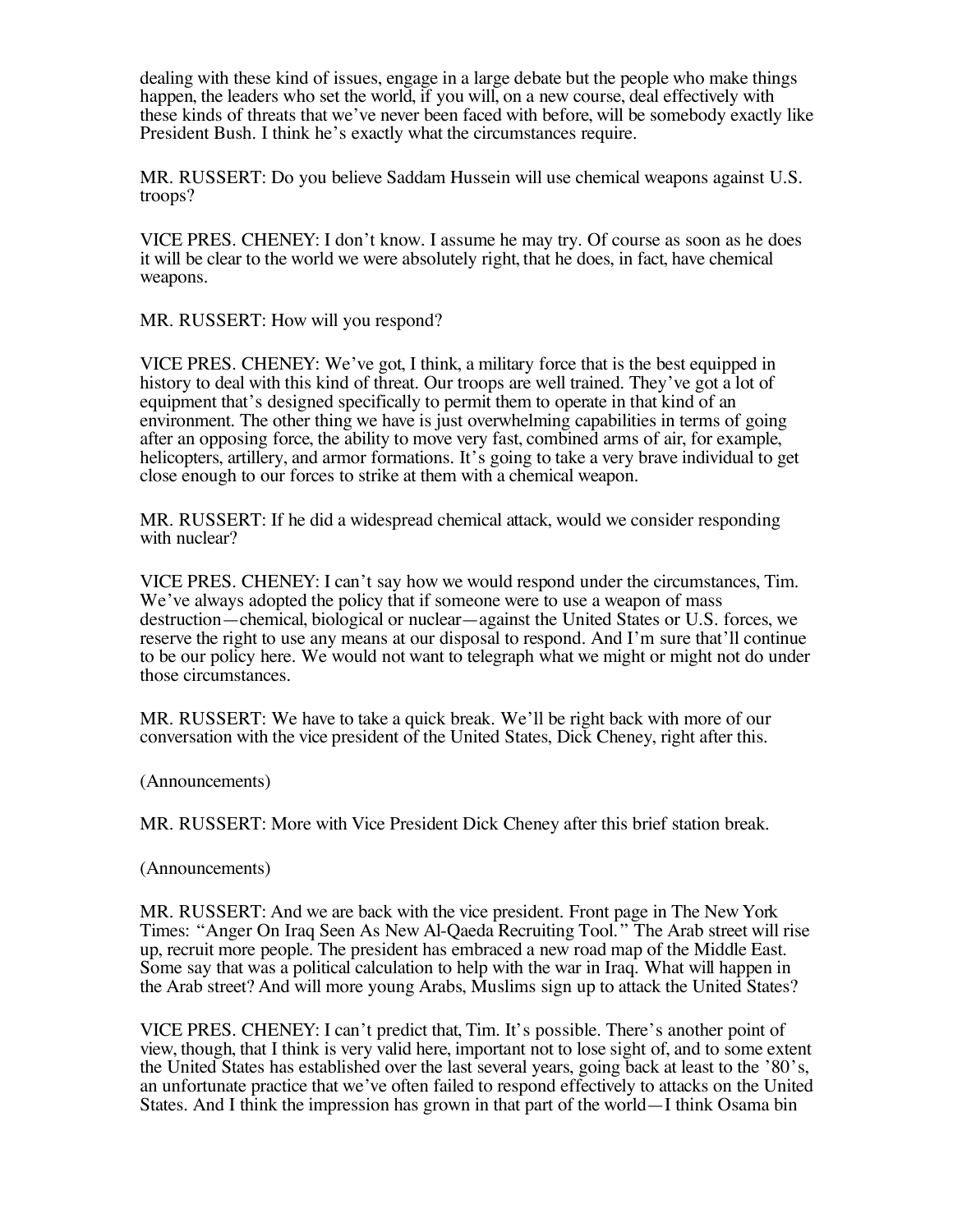dealing with these kind of issues, engage in a large debate but the people who make things happen, the leaders who set the world, if you will, on a new course, deal effectively with these kinds of threats that we've never been faced with before, will be somebody exactly like President Bush. I think he's exactly what the circumstances require.

MR. RUSSERT: Do you believe Saddam Hussein will use chemical weapons against U.S. troops?

VICE PRES. CHENEY: I don't know. I assume he may try. Of course as soon as he does it will be clear to the world we were absolutely right, that he does, in fact, have chemical weapons.

MR. RUSSERT: How will you respond?

VICE PRES. CHENEY: We've got, I think, a military force that is the best equipped in history to deal with this kind of threat. Our troops are well trained. They've got a lot of equipment that's designed specifically to permit them to operate in that kind of an environment. The other thing we have is just overwhelming capabilities in terms of going after an opposing force, the ability to move very fast, combined arms of air, for example, helicopters, artillery, and armor formations. It's going to take a very brave individual to get close enough to our forces to strike at them with a chemical weapon.

MR. RUSSERT: If he did a widespread chemical attack, would we consider responding with nuclear?

VICE PRES. CHENEY: I can't say how we would respond under the circumstances, Tim. We've always adopted the policy that if someone were to use a weapon of mass destruction—chemical, biological or nuclear—against the United States or U.S. forces, we reserve the right to use any means at our disposal to respond. And I'm sure that'll continue to be our policy here. We would not want to telegraph what we might or might not do under those circumstances.

MR. RUSSERT: We have to take a quick break. We'll be right back with more of our conversation with the vice president of the United States, Dick Cheney, right after this.

(Announcements)

MR. RUSSERT: More with Vice President Dick Cheney after this brief station break.

(Announcements)

MR. RUSSERT: And we are back with the vice president. Front page in The New York Times: "Anger On Iraq Seen As New Al-Qaeda Recruiting Tool." The Arab street will rise up, recruit more people. The president has embraced a new road map of the Middle East. Some say that was a political calculation to help with the war in Iraq. What will happen in the Arab street? And will more young Arabs, Muslims sign up to attack the United States?

VICE PRES. CHENEY: I can't predict that, Tim. It's possible. There's another point of view, though, that I think is very valid here, important not to lose sight of, and to some extent the United States has established over the last several years, going back at least to the '80's, an unfortunate practice that we've often failed to respond effectively to attacks on the United States. And I think the impression has grown in that part of the world—I think Osama bin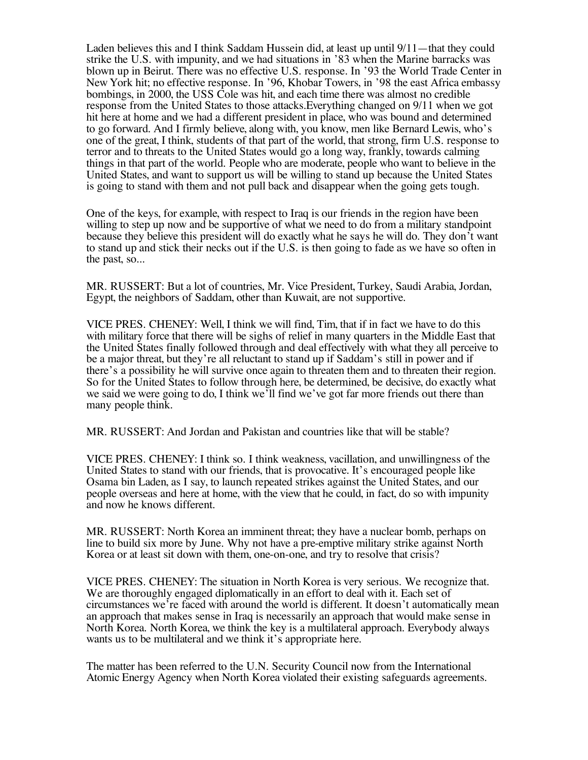Laden believes this and I think Saddam Hussein did, at least up until 9/11—that they could strike the U.S. with impunity, and we had situations in '83 when the Marine barracks was blown up in Beirut. There was no effective U.S. response. In '93 the World Trade Center in New York hit; no effective response. In '96, Khobar Towers, in '98 the east Africa embassy bombings, in 2000, the USS Cole was hit, and each time there was almost no credible response from the United States to those attacks.Everything changed on 9/11 when we got hit here at home and we had a different president in place, who was bound and determined to go forward. And I firmly believe, along with, you know, men like Bernard Lewis, who's one of the great, I think, students of that part of the world, that strong, firm U.S. response to terror and to threats to the United States would go a long way, frankly, towards calming things in that part of the world. People who are moderate, people who want to believe in the United States, and want to support us will be willing to stand up because the United States is going to stand with them and not pull back and disappear when the going gets tough.

One of the keys, for example, with respect to Iraq is our friends in the region have been willing to step up now and be supportive of what we need to do from a military standpoint because they believe this president will do exactly what he says he will do. They don't want to stand up and stick their necks out if the U.S. is then going to fade as we have so often in the past, so...

MR. RUSSERT: But a lot of countries, Mr. Vice President, Turkey, Saudi Arabia, Jordan, Egypt, the neighbors of Saddam, other than Kuwait, are not supportive.

VICE PRES. CHENEY: Well, I think we will find, Tim, that if in fact we have to do this with military force that there will be sighs of relief in many quarters in the Middle East that the United States finally followed through and deal effectively with what they all perceive to be a major threat, but they're all reluctant to stand up if Saddam's still in power and if there's a possibility he will survive once again to threaten them and to threaten their region. So for the United States to follow through here, be determined, be decisive, do exactly what we said we were going to do, I think we'll find we've got far more friends out there than many people think.

MR. RUSSERT: And Jordan and Pakistan and countries like that will be stable?

VICE PRES. CHENEY: I think so. I think weakness, vacillation, and unwillingness of the United States to stand with our friends, that is provocative. It's encouraged people like Osama bin Laden, as I say, to launch repeated strikes against the United States, and our people overseas and here at home, with the view that he could, in fact, do so with impunity and now he knows different.

MR. RUSSERT: North Korea an imminent threat; they have a nuclear bomb, perhaps on line to build six more by June. Why not have a pre-emptive military strike against North Korea or at least sit down with them, one-on-one, and try to resolve that crisis?

VICE PRES. CHENEY: The situation in North Korea is very serious. We recognize that. We are thoroughly engaged diplomatically in an effort to deal with it. Each set of circumstances we're faced with around the world is different. It doesn't automatically mean an approach that makes sense in Iraq is necessarily an approach that would make sense in North Korea. North Korea, we think the key is a multilateral approach. Everybody always wants us to be multilateral and we think it's appropriate here.

The matter has been referred to the U.N. Security Council now from the International Atomic Energy Agency when North Korea violated their existing safeguards agreements.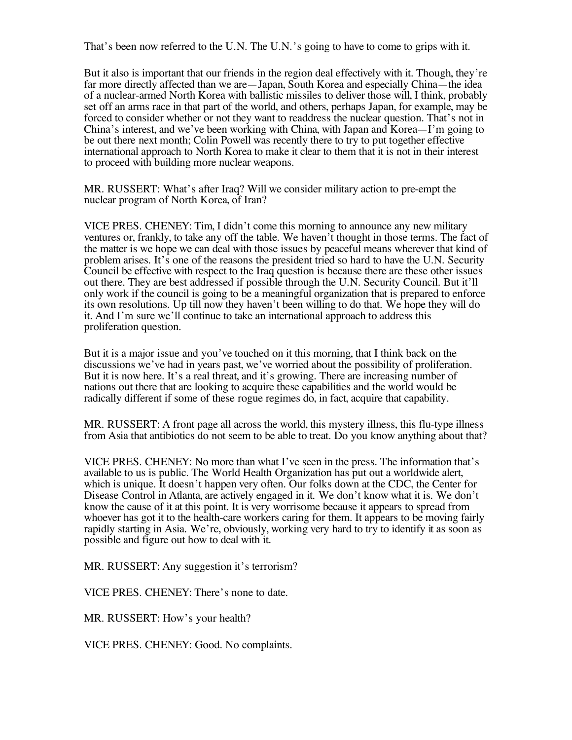That's been now referred to the U.N. The U.N.'s going to have to come to grips with it.

But it also is important that our friends in the region deal effectively with it. Though, they're far more directly affected than we are—Japan, South Korea and especially China—the idea of a nuclear-armed North Korea with ballistic missiles to deliver those will, I think, probably set off an arms race in that part of the world, and others, perhaps Japan, for example, may be forced to consider whether or not they want to readdress the nuclear question. That's not in China's interest, and we've been working with China, with Japan and Korea—I'm going to be out there next month; Colin Powell was recently there to try to put together effective international approach to North Korea to make it clear to them that it is not in their interest to proceed with building more nuclear weapons.

MR. RUSSERT: What's after Iraq? Will we consider military action to pre-empt the nuclear program of North Korea, of Iran?

VICE PRES. CHENEY: Tim, I didn't come this morning to announce any new military ventures or, frankly, to take any off the table. We haven't thought in those terms. The fact of the matter is we hope we can deal with those issues by peaceful means wherever that kind of problem arises. It's one of the reasons the president tried so hard to have the U.N. Security Council be effective with respect to the Iraq question is because there are these other issues out there. They are best addressed if possible through the U.N. Security Council. But it'll only work if the council is going to be a meaningful organization that is prepared to enforce its own resolutions. Up till now they haven't been willing to do that. We hope they will do it. And I'm sure we'll continue to take an international approach to address this proliferation question.

But it is a major issue and you've touched on it this morning, that I think back on the discussions we've had in years past, we've worried about the possibility of proliferation. But it is now here. It's a real threat, and it's growing. There are increasing number of nations out there that are looking to acquire these capabilities and the world would be radically different if some of these rogue regimes do, in fact, acquire that capability.

MR. RUSSERT: A front page all across the world, this mystery illness, this flu-type illness from Asia that antibiotics do not seem to be able to treat. Do you know anything about that?

VICE PRES. CHENEY: No more than what I've seen in the press. The information that's available to us is public. The World Health Organization has put out a worldwide alert, which is unique. It doesn't happen very often. Our folks down at the CDC, the Center for Disease Control in Atlanta, are actively engaged in it. We don't know what it is. We don't know the cause of it at this point. It is very worrisome because it appears to spread from whoever has got it to the health-care workers caring for them. It appears to be moving fairly rapidly starting in Asia. We're, obviously, working very hard to try to identify it as soon as possible and figure out how to deal with it.

MR. RUSSERT: Any suggestion it's terrorism?

VICE PRES. CHENEY: There's none to date.

MR. RUSSERT: How's your health?

VICE PRES. CHENEY: Good. No complaints.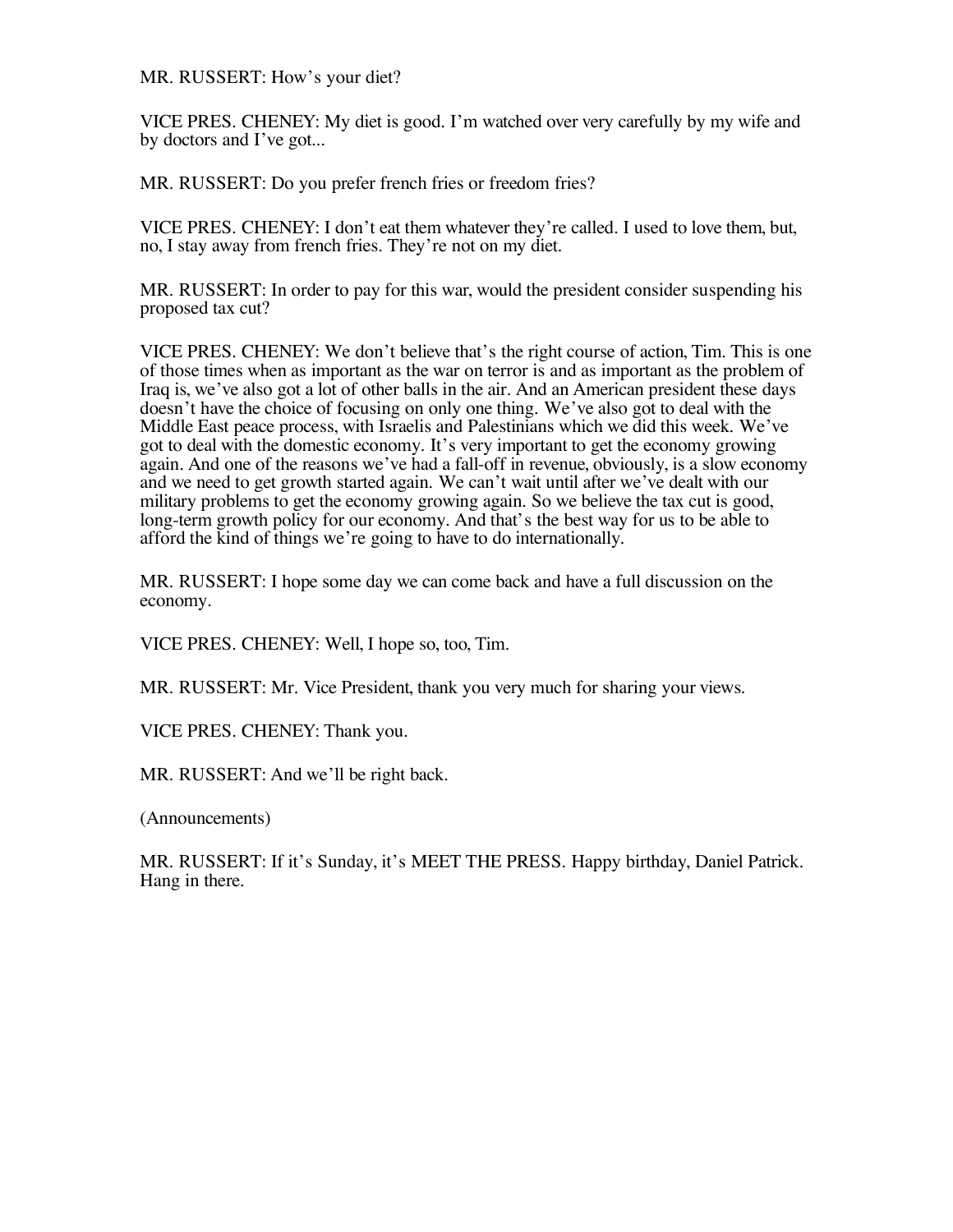MR. RUSSERT: How's your diet?

VICE PRES. CHENEY: My diet is good. I'm watched over very carefully by my wife and by doctors and I've got...

MR. RUSSERT: Do you prefer french fries or freedom fries?

VICE PRES. CHENEY: I don't eat them whatever they're called. I used to love them, but, no, I stay away from french fries. They're not on my diet.

MR. RUSSERT: In order to pay for this war, would the president consider suspending his proposed tax cut?

VICE PRES. CHENEY: We don't believe that's the right course of action, Tim. This is one of those times when as important as the war on terror is and as important as the problem of Iraq is, we've also got a lot of other balls in the air. And an American president these days doesn't have the choice of focusing on only one thing. We've also got to deal with the Middle East peace process, with Israelis and Palestinians which we did this week. We've got to deal with the domestic economy. It's very important to get the economy growing again. And one of the reasons we've had a fall-off in revenue, obviously, is a slow economy and we need to get growth started again. We can't wait until after we've dealt with our military problems to get the economy growing again. So we believe the tax cut is good, long-term growth policy for our economy. And that's the best way for us to be able to afford the kind of things we're going to have to do internationally.

MR. RUSSERT: I hope some day we can come back and have a full discussion on the economy.

VICE PRES. CHENEY: Well, I hope so, too, Tim.

MR. RUSSERT: Mr. Vice President, thank you very much for sharing your views.

VICE PRES. CHENEY: Thank you.

MR. RUSSERT: And we'll be right back.

(Announcements)

MR. RUSSERT: If it's Sunday, it's MEET THE PRESS. Happy birthday, Daniel Patrick. Hang in there.